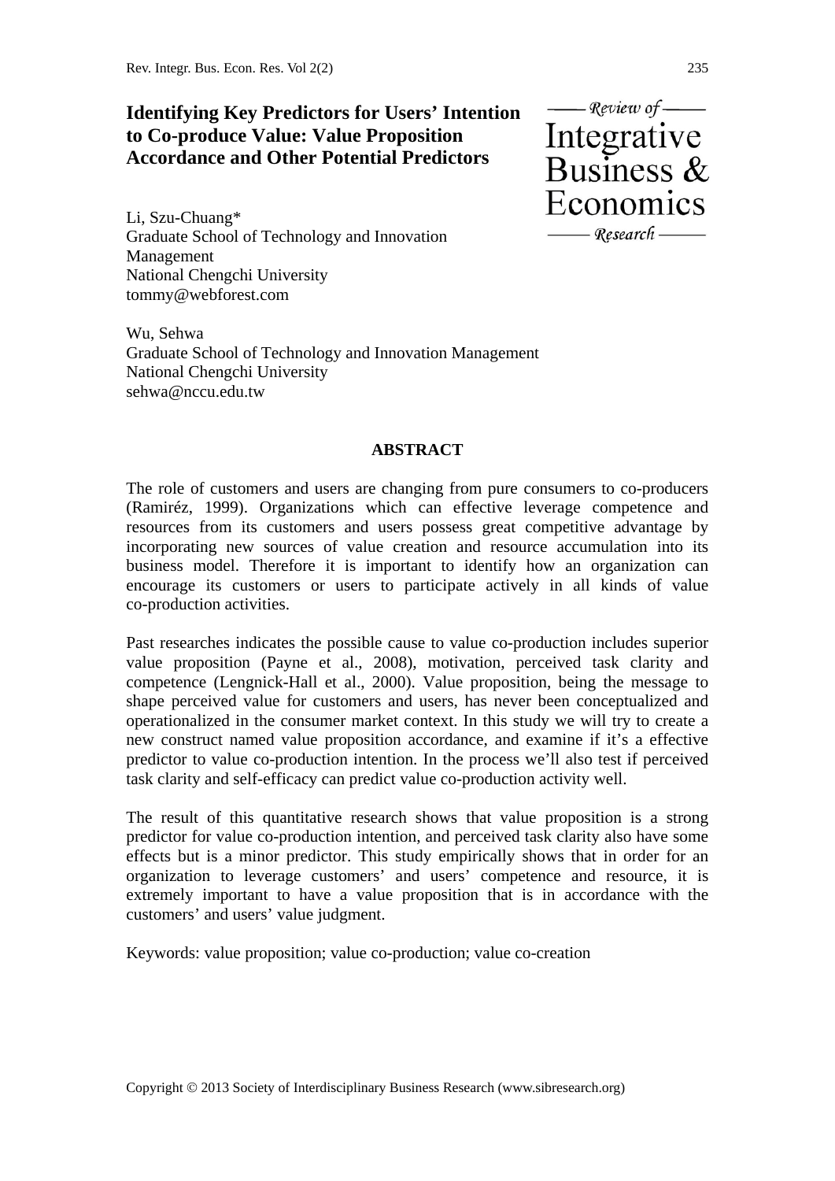# Identifying Key Predictors for Users' Intention to Co-produce Value: Value Proposition Accordance and Other Potential Predictors

Li, Szu-Chuang*
Graduate School of Technology and Innovation Management
National Chengchi University
tommy@webforest.com

Wu, Sehwa
Graduate School of Technology and Innovation Management
National Chengchi University
sehwa@nccu.edu.tw

## ABSTRACT

The role of customers and users are changing from pure consumers to co-producers (Ramiréz, 1999). Organizations which can effective leverage competence and resources from its customers and users possess great competitive advantage by incorporating new sources of value creation and resource accumulation into its business model. Therefore it is important to identify how an organization can encourage its customers or users to participate actively in all kinds of value co-production activities.

Past researches indicates the possible cause to value co-production includes superior value proposition (Payne et al., 2008), motivation, perceived task clarity and competence (Lengnick-Hall et al., 2000). Value proposition, being the message to shape perceived value for customers and users, has never been conceptualized and operationalized in the consumer market context. In this study we will try to create a new construct named value proposition accordance, and examine if it's a effective predictor to value co-production intention. In the process we'll also test if perceived task clarity and self-efficacy can predict value co-production activity well.

The result of this quantitative research shows that value proposition is a strong predictor for value co-production intention, and perceived task clarity also have some effects but is a minor predictor. This study empirically shows that in order for an organization to leverage customers' and users' competence and resource, it is extremely important to have a value proposition that is in accordance with the customers' and users' value judgment.

Keywords: value proposition; value co-production; value co-creation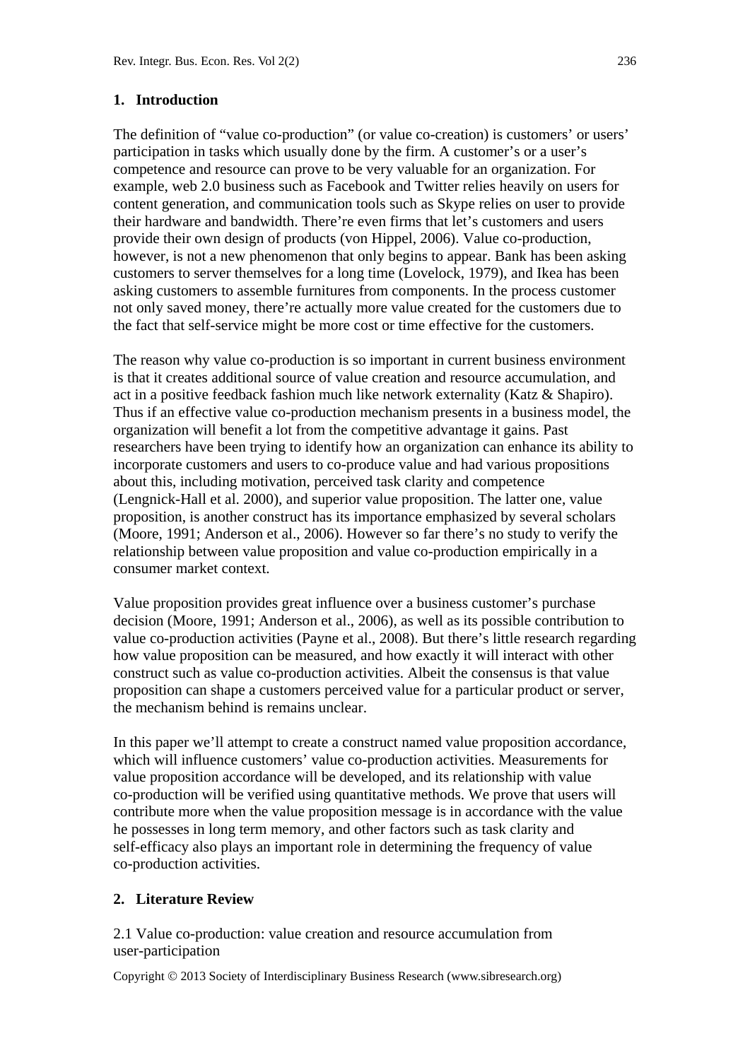## 1. Introduction

The definition of "value co-production" (or value co-creation) is customers' or users' participation in tasks which usually done by the firm. A customer's or a user's competence and resource can prove to be very valuable for an organization. For example, web 2.0 business such as Facebook and Twitter relies heavily on users for content generation, and communication tools such as Skype relies on user to provide their hardware and bandwidth. There're even firms that let's customers and users provide their own design of products (von Hippel, 2006). Value co-production, however, is not a new phenomenon that only begins to appear. Bank has been asking customers to server themselves for a long time (Lovelock, 1979), and Ikea has been asking customers to assemble furnitures from components. In the process customer not only saved money, there're actually more value created for the customers due to the fact that self-service might be more cost or time effective for the customers.

The reason why value co-production is so important in current business environment is that it creates additional source of value creation and resource accumulation, and act in a positive feedback fashion much like network externality (Katz & Shapiro). Thus if an effective value co-production mechanism presents in a business model, the organization will benefit a lot from the competitive advantage it gains. Past researchers have been trying to identify how an organization can enhance its ability to incorporate customers and users to co-produce value and had various propositions about this, including motivation, perceived task clarity and competence (Lengnick-Hall et al. 2000), and superior value proposition. The latter one, value proposition, is another construct has its importance emphasized by several scholars (Moore, 1991; Anderson et al., 2006). However so far there's no study to verify the relationship between value proposition and value co-production empirically in a consumer market context.

Value proposition provides great influence over a business customer's purchase decision (Moore, 1991; Anderson et al., 2006), as well as its possible contribution to value co-production activities (Payne et al., 2008). But there's little research regarding how value proposition can be measured, and how exactly it will interact with other construct such as value co-production activities. Albeit the consensus is that value proposition can shape a customers perceived value for a particular product or server, the mechanism behind is remains unclear.

In this paper we'll attempt to create a construct named value proposition accordance, which will influence customers' value co-production activities. Measurements for value proposition accordance will be developed, and its relationship with value co-production will be verified using quantitative methods. We prove that users will contribute more when the value proposition message is in accordance with the value he possesses in long term memory, and other factors such as task clarity and self-efficacy also plays an important role in determining the frequency of value co-production activities.

## 2. Literature Review

2.1 Value co-production: value creation and resource accumulation from user-participation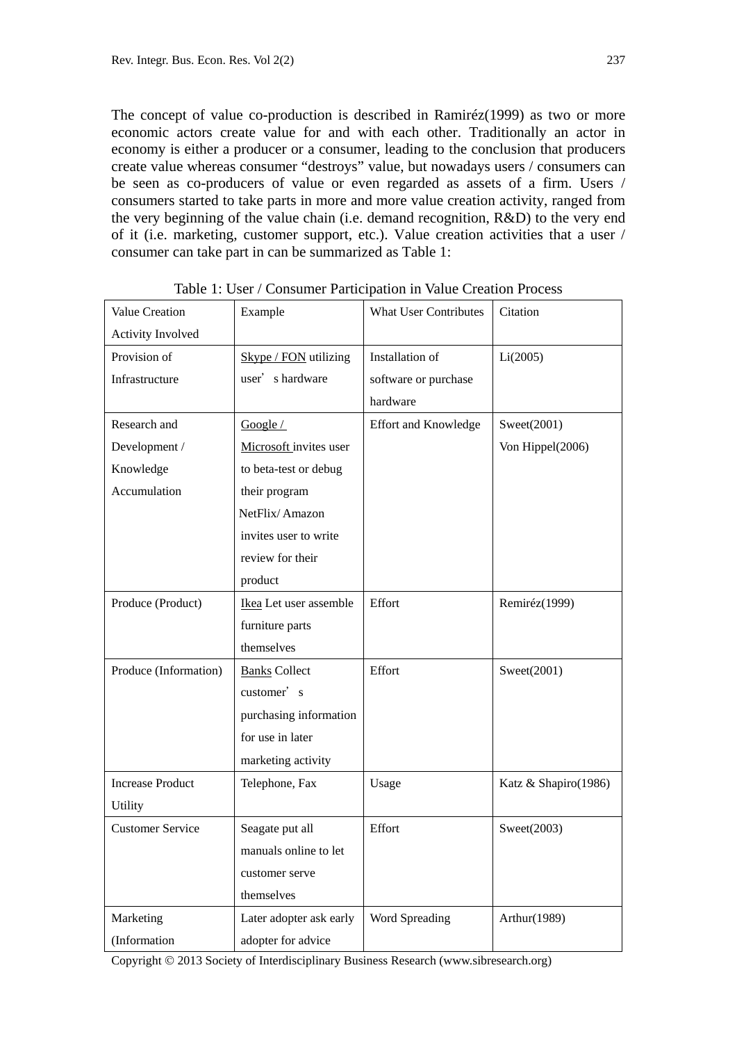The concept of value co-production is described in Ramiréz(1999) as two or more economic actors create value for and with each other. Traditionally an actor in economy is either a producer or a consumer, leading to the conclusion that producers create value whereas consumer "destroys" value, but nowadays users / consumers can be seen as co-producers of value or even regarded as assets of a firm. Users / consumers started to take parts in more and more value creation activity, ranged from the very beginning of the value chain (i.e. demand recognition, R&D) to the very end of it (i.e. marketing, customer support, etc.). Value creation activities that a user / consumer can take part in can be summarized as Table 1:

Table 1: User / Consumer Participation in Value Creation Process

| Value Creation Activity Involved | Example | What User Contributes | Citation |
|---|---|---|---|
| Provision of Infrastructure | Skype / FON utilizing user's hardware | Installation of software or purchase hardware | Li(2005) |
| Research and Development / Knowledge Accumulation | Google / Microsoft invites user to beta-test or debug their program NetFlix/ Amazon invites user to write review for their product | Effort and Knowledge | Sweet(2001) Von Hippel(2006) |
| Produce (Product) | Ikea Let user assemble furniture parts themselves | Effort | Remiréz(1999) |
| Produce (Information) | Banks Collect customer's purchasing information for use in later marketing activity | Effort | Sweet(2001) |
| Increase Product Utility | Telephone, Fax | Usage | Katz & Shapiro(1986) |
| Customer Service | Seagate put all manuals online to let customer serve themselves | Effort | Sweet(2003) |
| Marketing (Information | Later adopter ask early adopter for advice | Word Spreading | Arthur(1989) |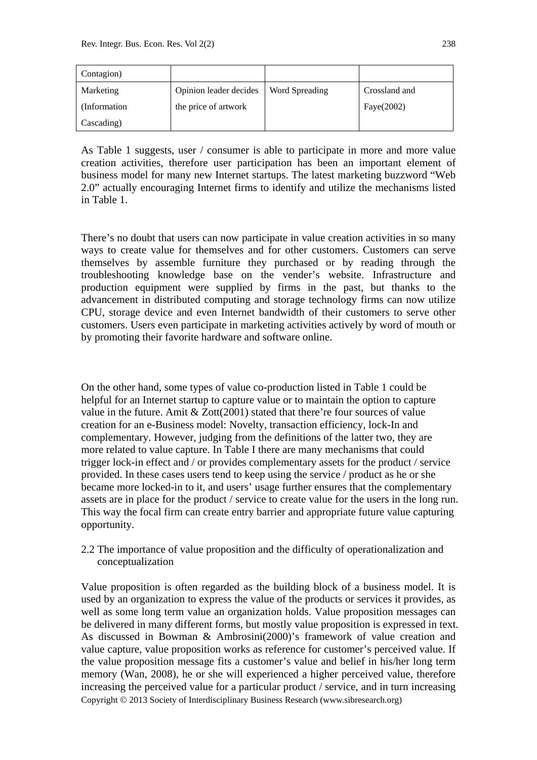| | | | |
|---|---|---|---|
| Contagion) | | | |
| Marketing (Information Cascading) | Opinion leader decides the price of artwork | Word Spreading | Crossland and Faye(2002) |

As Table 1 suggests, user / consumer is able to participate in more and more value creation activities, therefore user participation has been an important element of business model for many new Internet startups. The latest marketing buzzword "Web 2.0" actually encouraging Internet firms to identify and utilize the mechanisms listed in Table 1.

There's no doubt that users can now participate in value creation activities in so many ways to create value for themselves and for other customers. Customers can serve themselves by assemble furniture they purchased or by reading through the troubleshooting knowledge base on the vender's website. Infrastructure and production equipment were supplied by firms in the past, but thanks to the advancement in distributed computing and storage technology firms can now utilize CPU, storage device and even Internet bandwidth of their customers to serve other customers. Users even participate in marketing activities actively by word of mouth or by promoting their favorite hardware and software online.

On the other hand, some types of value co-production listed in Table 1 could be helpful for an Internet startup to capture value or to maintain the option to capture value in the future. Amit & Zott(2001) stated that there're four sources of value creation for an e-Business model: Novelty, transaction efficiency, lock-In and complementary. However, judging from the definitions of the latter two, they are more related to value capture. In Table I there are many mechanisms that could trigger lock-in effect and / or provides complementary assets for the product / service provided. In these cases users tend to keep using the service / product as he or she became more locked-in to it, and users' usage further ensures that the complementary assets are in place for the product / service to create value for the users in the long run. This way the focal firm can create entry barrier and appropriate future value capturing opportunity.

## 2.2 The importance of value proposition and the difficulty of operationalization and conceptualization

Value proposition is often regarded as the building block of a business model. It is used by an organization to express the value of the products or services it provides, as well as some long term value an organization holds. Value proposition messages can be delivered in many different forms, but mostly value proposition is expressed in text. As discussed in Bowman & Ambrosini(2000)'s framework of value creation and value capture, value proposition works as reference for customer's perceived value. If the value proposition message fits a customer's value and belief in his/her long term memory (Wan, 2008), he or she will experienced a higher perceived value, therefore increasing the perceived value for a particular product / service, and in turn increasing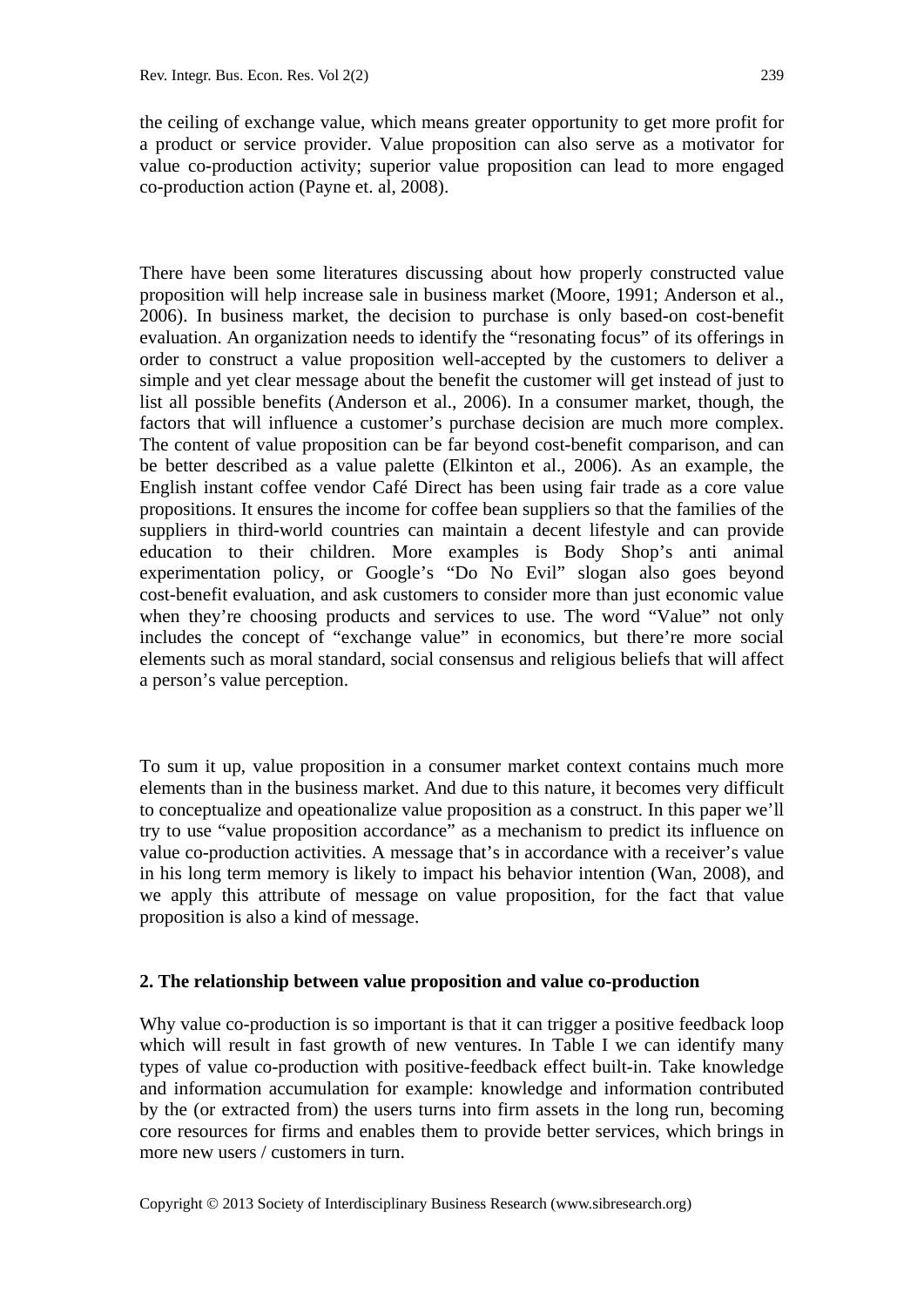the ceiling of exchange value, which means greater opportunity to get more profit for a product or service provider. Value proposition can also serve as a motivator for value co-production activity; superior value proposition can lead to more engaged co-production action (Payne et. al, 2008).

There have been some literatures discussing about how properly constructed value proposition will help increase sale in business market (Moore, 1991; Anderson et al., 2006). In business market, the decision to purchase is only based-on cost-benefit evaluation. An organization needs to identify the "resonating focus" of its offerings in order to construct a value proposition well-accepted by the customers to deliver a simple and yet clear message about the benefit the customer will get instead of just to list all possible benefits (Anderson et al., 2006). In a consumer market, though, the factors that will influence a customer's purchase decision are much more complex. The content of value proposition can be far beyond cost-benefit comparison, and can be better described as a value palette (Elkinton et al., 2006). As an example, the English instant coffee vendor Café Direct has been using fair trade as a core value propositions. It ensures the income for coffee bean suppliers so that the families of the suppliers in third-world countries can maintain a decent lifestyle and can provide education to their children. More examples is Body Shop's anti animal experimentation policy, or Google's "Do No Evil" slogan also goes beyond cost-benefit evaluation, and ask customers to consider more than just economic value when they're choosing products and services to use. The word "Value" not only includes the concept of "exchange value" in economics, but there're more social elements such as moral standard, social consensus and religious beliefs that will affect a person's value perception.

To sum it up, value proposition in a consumer market context contains much more elements than in the business market. And due to this nature, it becomes very difficult to conceptualize and opeationalize value proposition as a construct. In this paper we'll try to use "value proposition accordance" as a mechanism to predict its influence on value co-production activities. A message that's in accordance with a receiver's value in his long term memory is likely to impact his behavior intention (Wan, 2008), and we apply this attribute of message on value proposition, for the fact that value proposition is also a kind of message.

## 2. The relationship between value proposition and value co-production

Why value co-production is so important is that it can trigger a positive feedback loop which will result in fast growth of new ventures. In Table I we can identify many types of value co-production with positive-feedback effect built-in. Take knowledge and information accumulation for example: knowledge and information contributed by the (or extracted from) the users turns into firm assets in the long run, becoming core resources for firms and enables them to provide better services, which brings in more new users / customers in turn.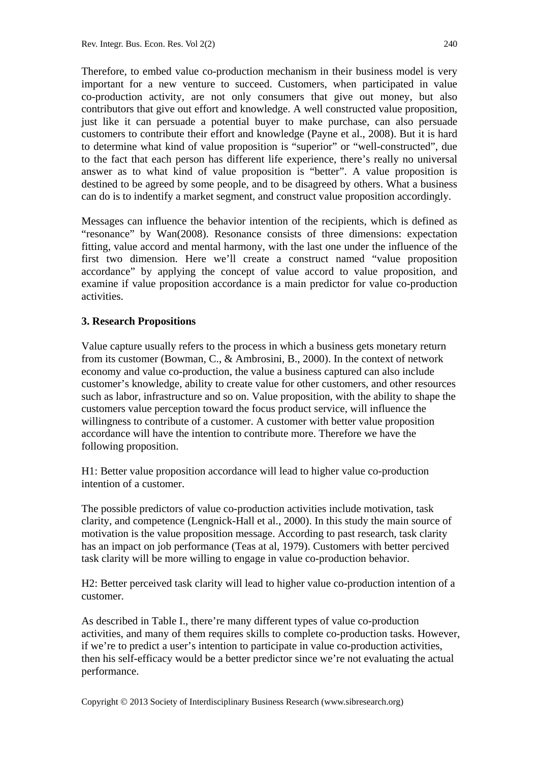Therefore, to embed value co-production mechanism in their business model is very important for a new venture to succeed. Customers, when participated in value co-production activity, are not only consumers that give out money, but also contributors that give out effort and knowledge. A well constructed value proposition, just like it can persuade a potential buyer to make purchase, can also persuade customers to contribute their effort and knowledge (Payne et al., 2008). But it is hard to determine what kind of value proposition is "superior" or "well-constructed", due to the fact that each person has different life experience, there's really no universal answer as to what kind of value proposition is "better". A value proposition is destined to be agreed by some people, and to be disagreed by others. What a business can do is to indentify a market segment, and construct value proposition accordingly.

Messages can influence the behavior intention of the recipients, which is defined as "resonance" by Wan(2008). Resonance consists of three dimensions: expectation fitting, value accord and mental harmony, with the last one under the influence of the first two dimension. Here we'll create a construct named "value proposition accordance" by applying the concept of value accord to value proposition, and examine if value proposition accordance is a main predictor for value co-production activities.

### 3. Research Propositions

Value capture usually refers to the process in which a business gets monetary return from its customer (Bowman, C., & Ambrosini, B., 2000). In the context of network economy and value co-production, the value a business captured can also include customer's knowledge, ability to create value for other customers, and other resources such as labor, infrastructure and so on. Value proposition, with the ability to shape the customers value perception toward the focus product service, will influence the willingness to contribute of a customer. A customer with better value proposition accordance will have the intention to contribute more. Therefore we have the following proposition.

H1: Better value proposition accordance will lead to higher value co-production intention of a customer.

The possible predictors of value co-production activities include motivation, task clarity, and competence (Lengnick-Hall et al., 2000). In this study the main source of motivation is the value proposition message. According to past research, task clarity has an impact on job performance (Teas at al, 1979). Customers with better percived task clarity will be more willing to engage in value co-production behavior.

H2: Better perceived task clarity will lead to higher value co-production intention of a customer.

As described in Table I., there're many different types of value co-production activities, and many of them requires skills to complete co-production tasks. However, if we're to predict a user's intention to participate in value co-production activities, then his self-efficacy would be a better predictor since we're not evaluating the actual performance.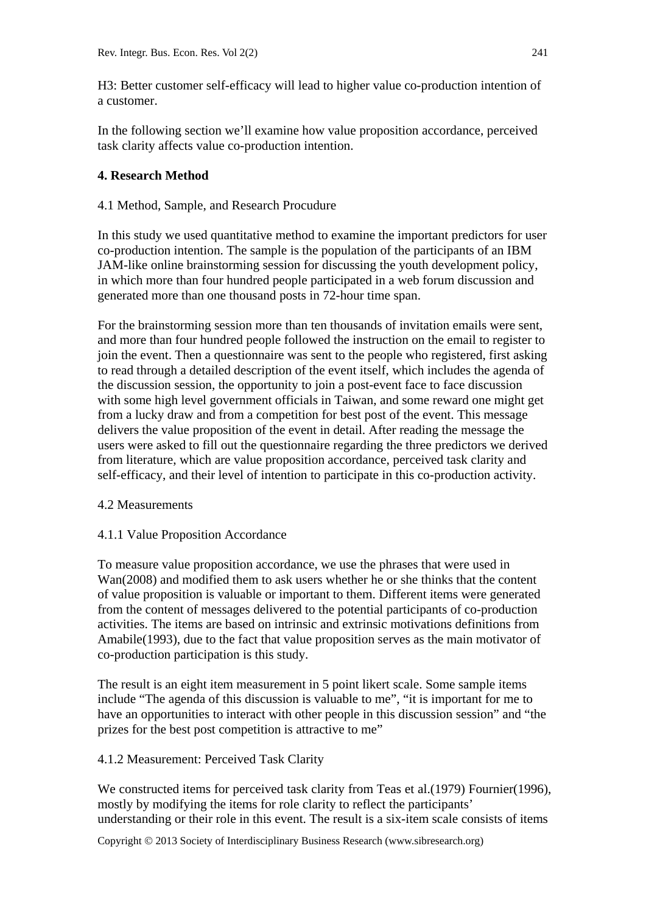H3: Better customer self-efficacy will lead to higher value co-production intention of a customer.

In the following section we'll examine how value proposition accordance, perceived task clarity affects value co-production intention.

## 4. Research Method

### 4.1 Method, Sample, and Research Procudure

In this study we used quantitative method to examine the important predictors for user co-production intention. The sample is the population of the participants of an IBM JAM-like online brainstorming session for discussing the youth development policy, in which more than four hundred people participated in a web forum discussion and generated more than one thousand posts in 72-hour time span.

For the brainstorming session more than ten thousands of invitation emails were sent, and more than four hundred people followed the instruction on the email to register to join the event. Then a questionnaire was sent to the people who registered, first asking to read through a detailed description of the event itself, which includes the agenda of the discussion session, the opportunity to join a post-event face to face discussion with some high level government officials in Taiwan, and some reward one might get from a lucky draw and from a competition for best post of the event. This message delivers the value proposition of the event in detail. After reading the message the users were asked to fill out the questionnaire regarding the three predictors we derived from literature, which are value proposition accordance, perceived task clarity and self-efficacy, and their level of intention to participate in this co-production activity.

### 4.2 Measurements

#### 4.1.1 Value Proposition Accordance

To measure value proposition accordance, we use the phrases that were used in Wan(2008) and modified them to ask users whether he or she thinks that the content of value proposition is valuable or important to them. Different items were generated from the content of messages delivered to the potential participants of co-production activities. The items are based on intrinsic and extrinsic motivations definitions from Amabile(1993), due to the fact that value proposition serves as the main motivator of co-production participation is this study.

The result is an eight item measurement in 5 point likert scale. Some sample items include "The agenda of this discussion is valuable to me", "it is important for me to have an opportunities to interact with other people in this discussion session" and "the prizes for the best post competition is attractive to me"

#### 4.1.2 Measurement: Perceived Task Clarity

We constructed items for perceived task clarity from Teas et al.(1979) Fournier(1996), mostly by modifying the items for role clarity to reflect the participants' understanding or their role in this event. The result is a six-item scale consists of items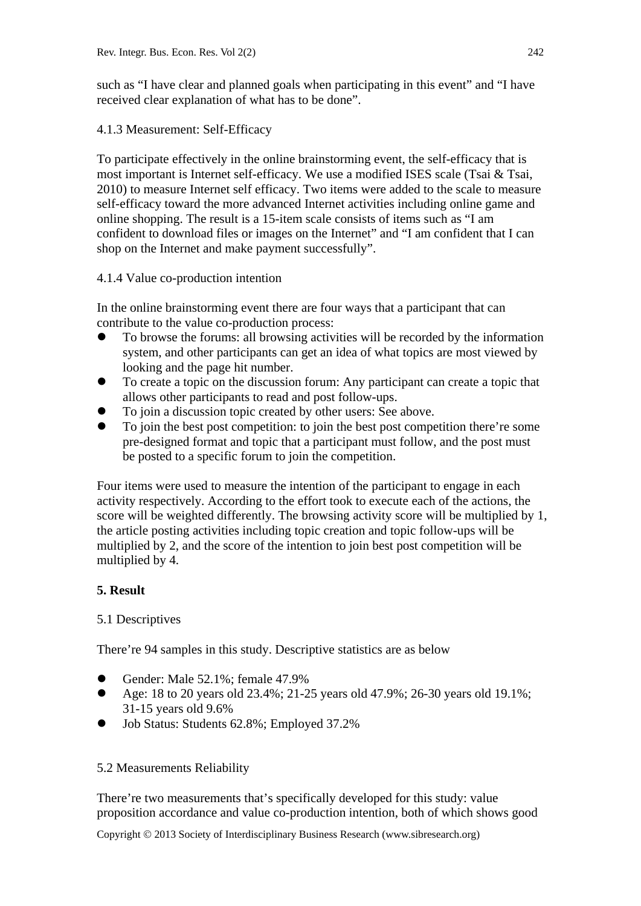such as "I have clear and planned goals when participating in this event" and "I have received clear explanation of what has to be done".

4.1.3 Measurement: Self-Efficacy

To participate effectively in the online brainstorming event, the self-efficacy that is most important is Internet self-efficacy. We use a modified ISES scale (Tsai & Tsai, 2010) to measure Internet self efficacy. Two items were added to the scale to measure self-efficacy toward the more advanced Internet activities including online game and online shopping. The result is a 15-item scale consists of items such as "I am confident to download files or images on the Internet" and "I am confident that I can shop on the Internet and make payment successfully".

4.1.4 Value co-production intention

In the online brainstorming event there are four ways that a participant that can contribute to the value co-production process:

- To browse the forums: all browsing activities will be recorded by the information system, and other participants can get an idea of what topics are most viewed by looking and the page hit number.
- To create a topic on the discussion forum: Any participant can create a topic that allows other participants to read and post follow-ups.
- To join a discussion topic created by other users: See above.
- To join the best post competition: to join the best post competition there're some pre-designed format and topic that a participant must follow, and the post must be posted to a specific forum to join the competition.

Four items were used to measure the intention of the participant to engage in each activity respectively. According to the effort took to execute each of the actions, the score will be weighted differently. The browsing activity score will be multiplied by 1, the article posting activities including topic creation and topic follow-ups will be multiplied by 2, and the score of the intention to join best post competition will be multiplied by 4.

**5. Result**

5.1 Descriptives

There're 94 samples in this study. Descriptive statistics are as below

- Gender: Male 52.1%; female 47.9%
- Age: 18 to 20 years old 23.4%; 21-25 years old 47.9%; 26-30 years old 19.1%; 31-15 years old 9.6%
- Job Status: Students 62.8%; Employed 37.2%

5.2 Measurements Reliability

There're two measurements that's specifically developed for this study: value proposition accordance and value co-production intention, both of which shows good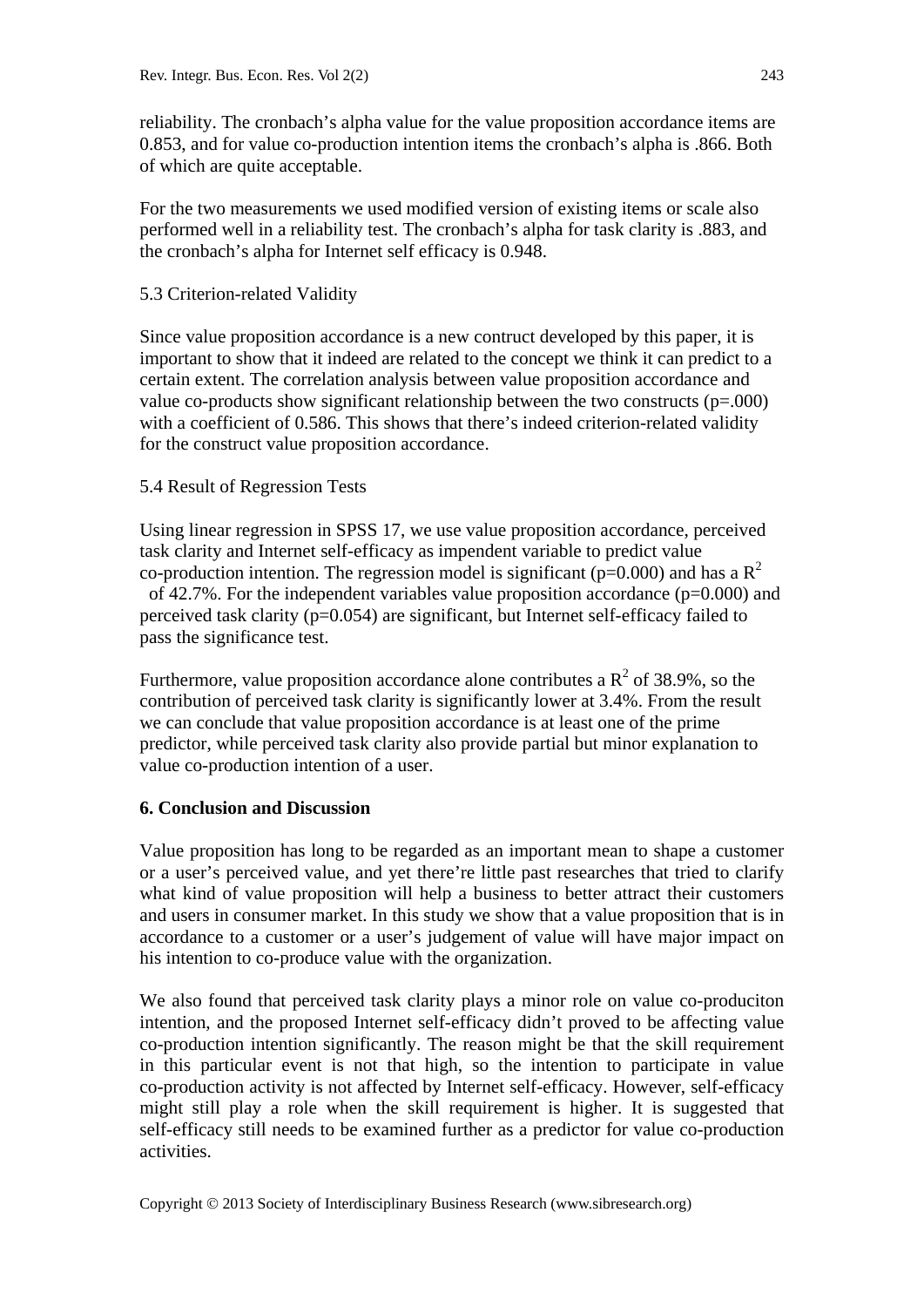reliability. The cronbach's alpha value for the value proposition accordance items are 0.853, and for value co-production intention items the cronbach's alpha is .866. Both of which are quite acceptable.

For the two measurements we used modified version of existing items or scale also performed well in a reliability test. The cronbach's alpha for task clarity is .883, and the cronbach's alpha for Internet self efficacy is 0.948.

### 5.3 Criterion-related Validity

Since value proposition accordance is a new contruct developed by this paper, it is important to show that it indeed are related to the concept we think it can predict to a certain extent. The correlation analysis between value proposition accordance and value co-products show significant relationship between the two constructs ($p=.000$) with a coefficient of 0.586. This shows that there's indeed criterion-related validity for the construct value proposition accordance.

### 5.4 Result of Regression Tests

Using linear regression in SPSS 17, we use value proposition accordance, perceived task clarity and Internet self-efficacy as impendent variable to predict value co-production intention. The regression model is significant ($p=0.000$) and has a $R^2$ of 42.7%. For the independent variables value proposition accordance ($p=0.000$) and perceived task clarity ($p=0.054$) are significant, but Internet self-efficacy failed to pass the significance test.

Furthermore, value proposition accordance alone contributes a $R^2$ of 38.9%, so the contribution of perceived task clarity is significantly lower at 3.4%. From the result we can conclude that value proposition accordance is at least one of the prime predictor, while perceived task clarity also provide partial but minor explanation to value co-production intention of a user.

## 6. Conclusion and Discussion

Value proposition has long to be regarded as an important mean to shape a customer or a user's perceived value, and yet there're little past researches that tried to clarify what kind of value proposition will help a business to better attract their customers and users in consumer market. In this study we show that a value proposition that is in accordance to a customer or a user's judgement of value will have major impact on his intention to co-produce value with the organization.

We also found that perceived task clarity plays a minor role on value co-produciton intention, and the proposed Internet self-efficacy didn't proved to be affecting value co-production intention significantly. The reason might be that the skill requirement in this particular event is not that high, so the intention to participate in value co-production activity is not affected by Internet self-efficacy. However, self-efficacy might still play a role when the skill requirement is higher. It is suggested that self-efficacy still needs to be examined further as a predictor for value co-production activities.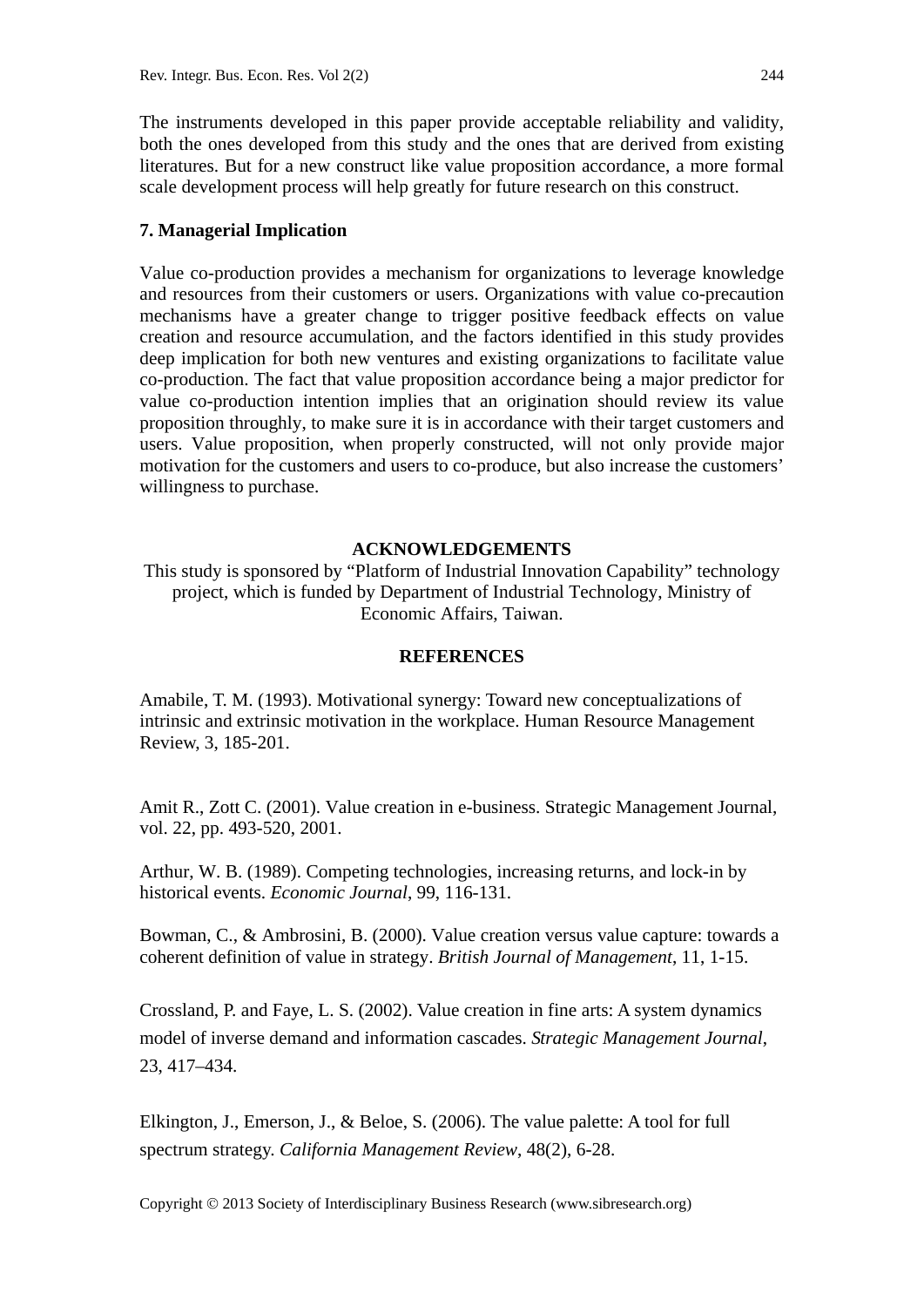The instruments developed in this paper provide acceptable reliability and validity, both the ones developed from this study and the ones that are derived from existing literatures. But for a new construct like value proposition accordance, a more formal scale development process will help greatly for future research on this construct.

## 7. Managerial Implication

Value co-production provides a mechanism for organizations to leverage knowledge and resources from their customers or users. Organizations with value co-precaution mechanisms have a greater change to trigger positive feedback effects on value creation and resource accumulation, and the factors identified in this study provides deep implication for both new ventures and existing organizations to facilitate value co-production. The fact that value proposition accordance being a major predictor for value co-production intention implies that an origination should review its value proposition throughly, to make sure it is in accordance with their target customers and users. Value proposition, when properly constructed, will not only provide major motivation for the customers and users to co-produce, but also increase the customers' willingness to purchase.

## ACKNOWLEDGEMENTS

This study is sponsored by "Platform of Industrial Innovation Capability" technology project, which is funded by Department of Industrial Technology, Ministry of Economic Affairs, Taiwan.

## REFERENCES

Amabile, T. M. (1993). Motivational synergy: Toward new conceptualizations of intrinsic and extrinsic motivation in the workplace. Human Resource Management Review, 3, 185-201.

Amit R., Zott C. (2001). Value creation in e-business. Strategic Management Journal, vol. 22, pp. 493-520, 2001.

Arthur, W. B. (1989). Competing technologies, increasing returns, and lock-in by historical events. *Economic Journal*, 99, 116-131.

Bowman, C., & Ambrosini, B. (2000). Value creation versus value capture: towards a coherent definition of value in strategy. *British Journal of Management*, 11, 1-15.

Crossland, P. and Faye, L. S. (2002). Value creation in fine arts: A system dynamics model of inverse demand and information cascades. *Strategic Management Journal*, 23, 417–434.

Elkington, J., Emerson, J., & Beloe, S. (2006). The value palette: A tool for full spectrum strategy. *California Management Review*, 48(2), 6-28.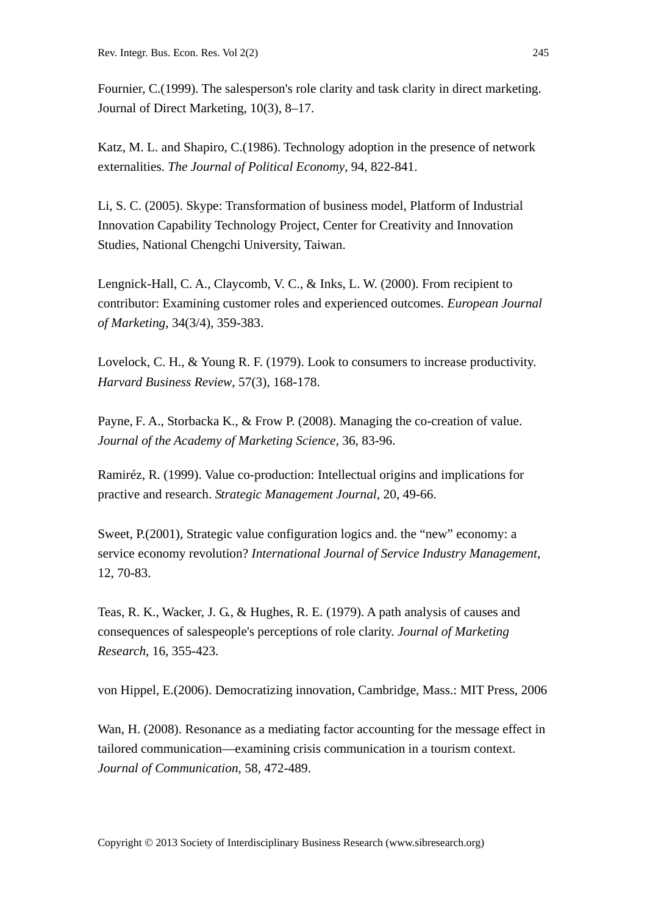Fournier, C.(1999). The salesperson's role clarity and task clarity in direct marketing. Journal of Direct Marketing, 10(3), 8–17.

Katz, M. L. and Shapiro, C.(1986). Technology adoption in the presence of network externalities. *The Journal of Political Economy*, 94, 822-841.

Li, S. C. (2005). Skype: Transformation of business model, Platform of Industrial Innovation Capability Technology Project, Center for Creativity and Innovation Studies, National Chengchi University, Taiwan.

Lengnick-Hall, C. A., Claycomb, V. C., & Inks, L. W. (2000). From recipient to contributor: Examining customer roles and experienced outcomes. *European Journal of Marketing*, 34(3/4), 359-383.

Lovelock, C. H., & Young R. F. (1979). Look to consumers to increase productivity. *Harvard Business Review*, 57(3), 168-178.

Payne, F. A., Storbacka K., & Frow P. (2008). Managing the co-creation of value. *Journal of the Academy of Marketing Science*, 36, 83-96.

Ramiréz, R. (1999). Value co-production: Intellectual origins and implications for practive and research. *Strategic Management Journal*, 20, 49-66.

Sweet, P.(2001), Strategic value configuration logics and. the "new" economy: a service economy revolution? *International Journal of Service Industry Management*, 12, 70-83.

Teas, R. K., Wacker, J. G., & Hughes, R. E. (1979). A path analysis of causes and consequences of salespeople's perceptions of role clarity. *Journal of Marketing Research*, 16, 355-423.

von Hippel, E.(2006). Democratizing innovation, Cambridge, Mass.: MIT Press, 2006

Wan, H. (2008). Resonance as a mediating factor accounting for the message effect in tailored communication—examining crisis communication in a tourism context. *Journal of Communication*, 58, 472-489.

Copyright © 2013 Society of Interdisciplinary Business Research (www.sibresearch.org)